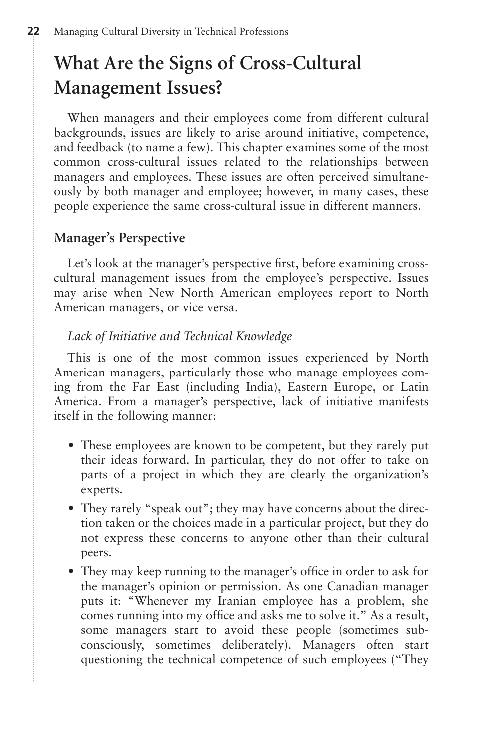# What Are the Signs of Cross-Cultural Management Issues?

When managers and their employees come from different cultural backgrounds, issues are likely to arise around initiative, competence, and feedback (to name a few). This chapter examines some of the most common cross-cultural issues related to the relationships between managers and employees. These issues are often perceived simultaneously by both manager and employee; however, in many cases, these people experience the same cross-cultural issue in different manners.

## Manager's Perspective

Let's look at the manager's perspective first, before examining cross-cultural management issues from the employee's perspective. Issues may arise when New North American employees report to North American managers, or vice versa.

### *Lack of Initiative and Technical Knowledge*

This is one of the most common issues experienced by North American managers, particularly those who manage employees coming from the Far East (including India), Eastern Europe, or Latin America. From a manager's perspective, lack of initiative manifests itself in the following manner:

- These employees are known to be competent, but they rarely put their ideas forward. In particular, they do not offer to take on parts of a project in which they are clearly the organization's experts.
- They rarely "speak out"; they may have concerns about the direction taken or the choices made in a particular project, but they do not express these concerns to anyone other than their cultural peers.
- They may keep running to the manager's office in order to ask for the manager's opinion or permission. As one Canadian manager puts it: "Whenever my Iranian employee has a problem, she comes running into my office and asks me to solve it." As a result, some managers start to avoid these people (sometimes subconsciously, sometimes deliberately). Managers often start questioning the technical competence of such employees ("They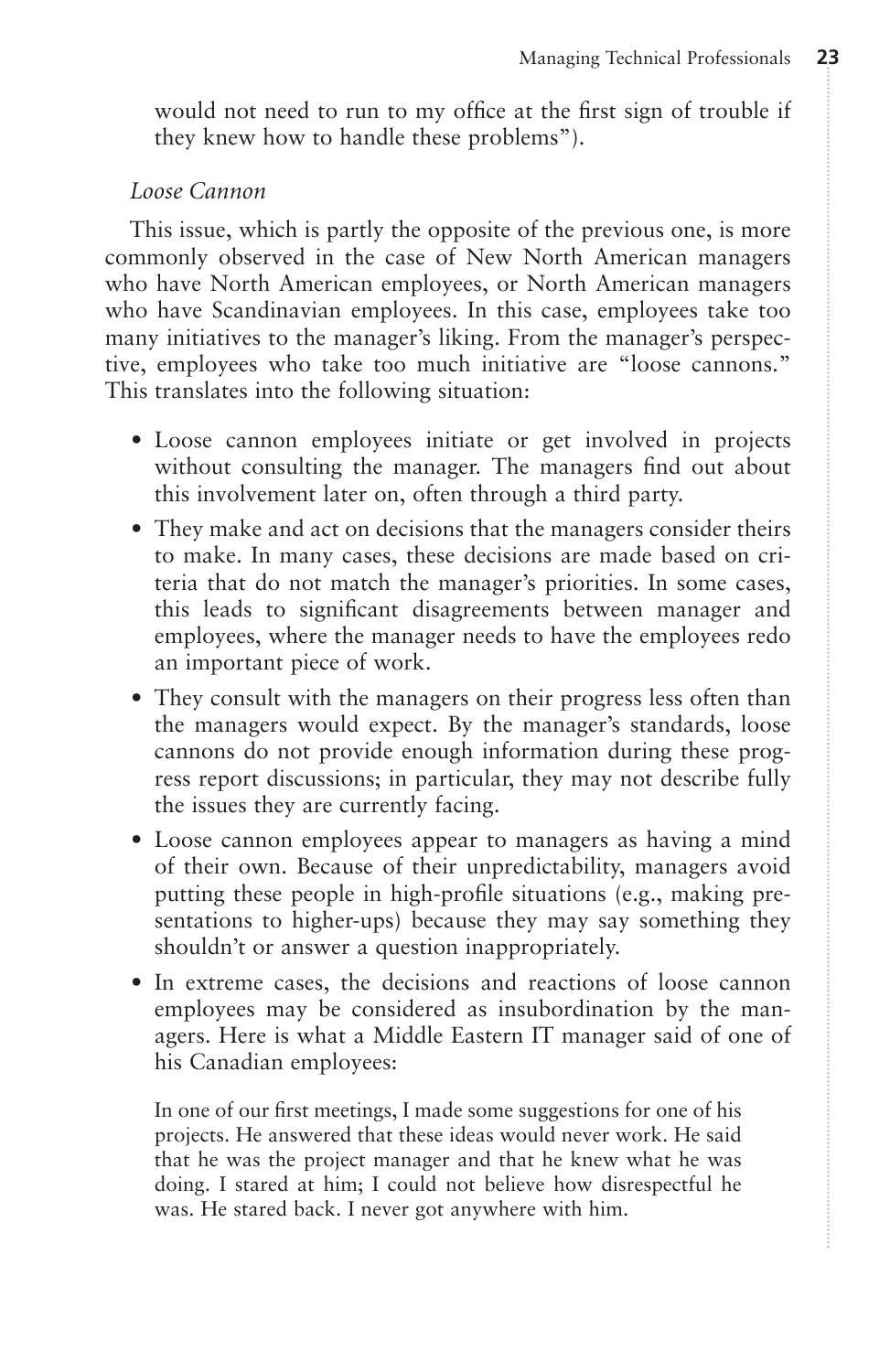would not need to run to my office at the first sign of trouble if they knew how to handle these problems").

*Loose Cannon*

This issue, which is partly the opposite of the previous one, is more commonly observed in the case of New North American managers who have North American employees, or North American managers who have Scandinavian employees. In this case, employees take too many initiatives to the manager's liking. From the manager's perspective, employees who take too much initiative are "loose cannons." This translates into the following situation:

- Loose cannon employees initiate or get involved in projects without consulting the manager. The managers find out about this involvement later on, often through a third party.
- They make and act on decisions that the managers consider theirs to make. In many cases, these decisions are made based on criteria that do not match the manager's priorities. In some cases, this leads to significant disagreements between manager and employees, where the manager needs to have the employees redo an important piece of work.
- They consult with the managers on their progress less often than the managers would expect. By the manager's standards, loose cannons do not provide enough information during these progress report discussions; in particular, they may not describe fully the issues they are currently facing.
- Loose cannon employees appear to managers as having a mind of their own. Because of their unpredictability, managers avoid putting these people in high-profile situations (e.g., making presentations to higher-ups) because they may say something they shouldn't or answer a question inappropriately.
- In extreme cases, the decisions and reactions of loose cannon employees may be considered as insubordination by the managers. Here is what a Middle Eastern IT manager said of one of his Canadian employees:

  In one of our first meetings, I made some suggestions for one of his projects. He answered that these ideas would never work. He said that he was the project manager and that he knew what he was doing. I stared at him; I could not believe how disrespectful he was. He stared back. I never got anywhere with him.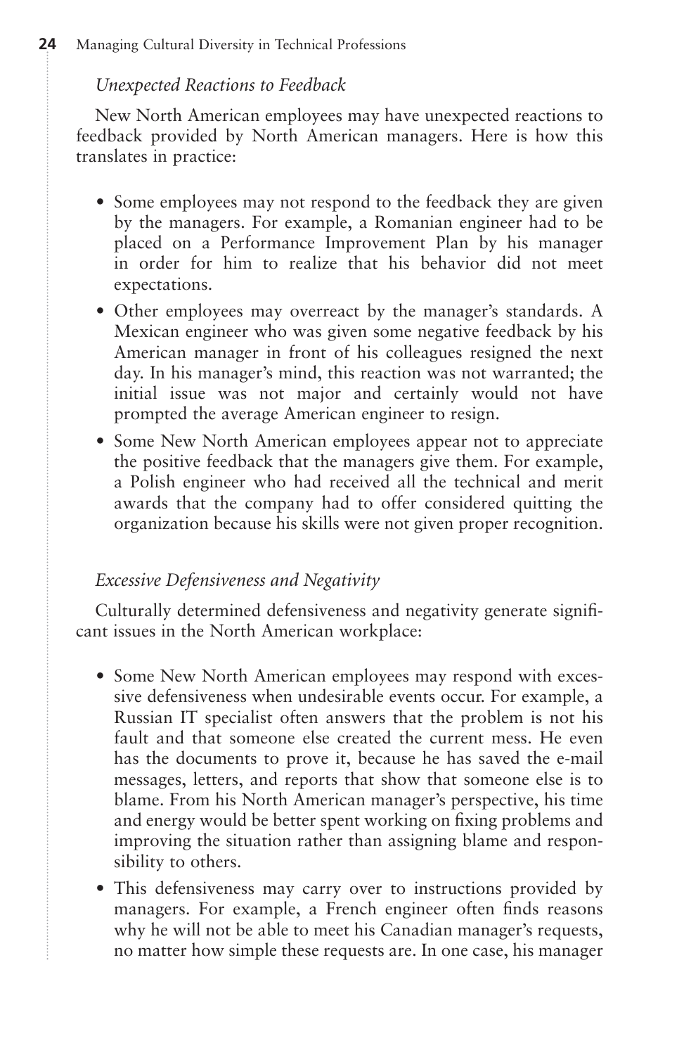*Unexpected Reactions to Feedback*

New North American employees may have unexpected reactions to feedback provided by North American managers. Here is how this translates in practice:

- Some employees may not respond to the feedback they are given by the managers. For example, a Romanian engineer had to be placed on a Performance Improvement Plan by his manager in order for him to realize that his behavior did not meet expectations.
- Other employees may overreact by the manager's standards. A Mexican engineer who was given some negative feedback by his American manager in front of his colleagues resigned the next day. In his manager's mind, this reaction was not warranted; the initial issue was not major and certainly would not have prompted the average American engineer to resign.
- Some New North American employees appear not to appreciate the positive feedback that the managers give them. For example, a Polish engineer who had received all the technical and merit awards that the company had to offer considered quitting the organization because his skills were not given proper recognition.

*Excessive Defensiveness and Negativity*

Culturally determined defensiveness and negativity generate significant issues in the North American workplace:

- Some New North American employees may respond with excessive defensiveness when undesirable events occur. For example, a Russian IT specialist often answers that the problem is not his fault and that someone else created the current mess. He even has the documents to prove it, because he has saved the e-mail messages, letters, and reports that show that someone else is to blame. From his North American manager's perspective, his time and energy would be better spent working on fixing problems and improving the situation rather than assigning blame and responsibility to others.
- This defensiveness may carry over to instructions provided by managers. For example, a French engineer often finds reasons why he will not be able to meet his Canadian manager's requests, no matter how simple these requests are. In one case, his manager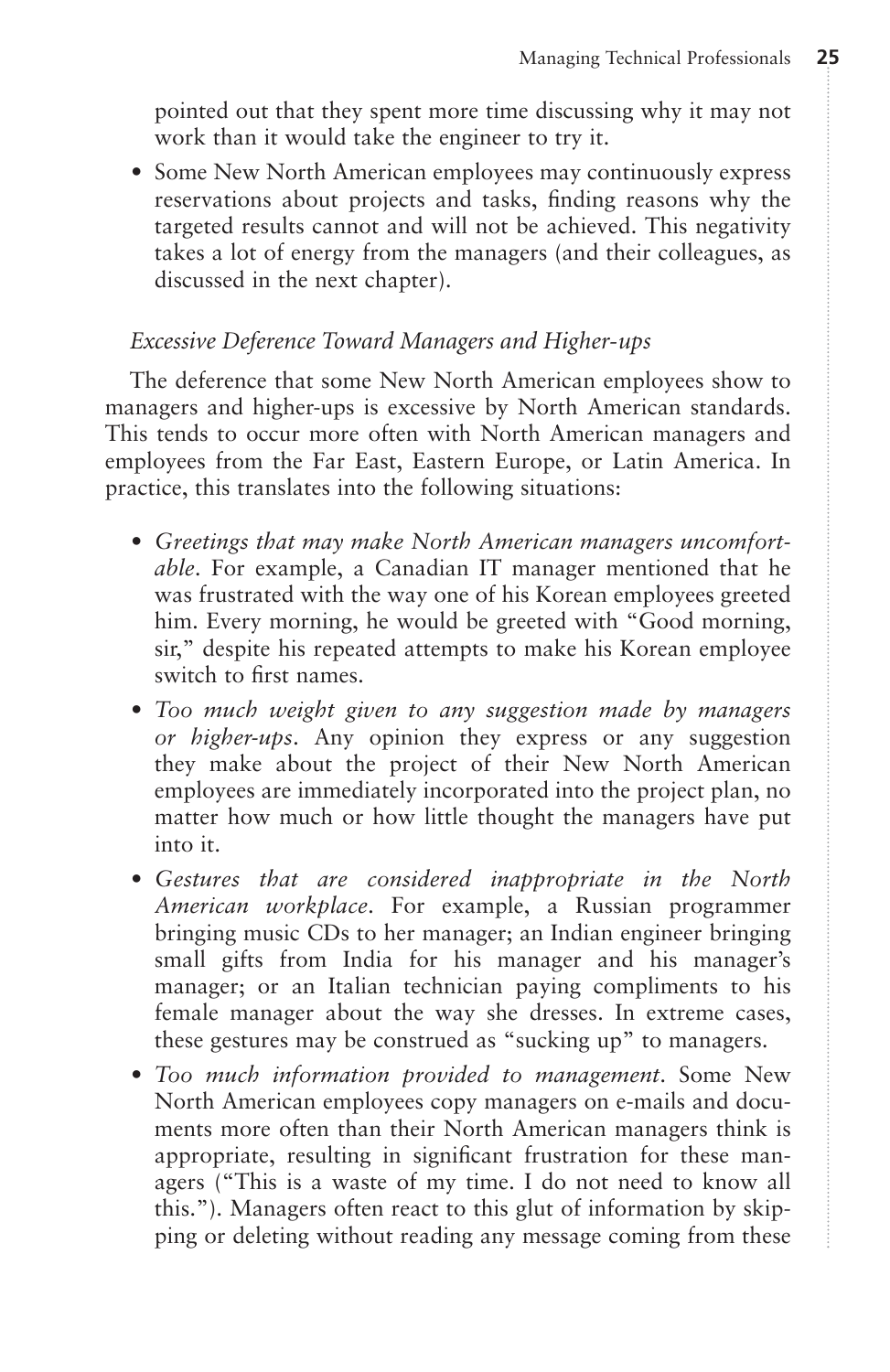pointed out that they spent more time discussing why it may not work than it would take the engineer to try it.

- Some New North American employees may continuously express reservations about projects and tasks, finding reasons why the targeted results cannot and will not be achieved. This negativity takes a lot of energy from the managers (and their colleagues, as discussed in the next chapter).

### *Excessive Deference Toward Managers and Higher-ups*

The deference that some New North American employees show to managers and higher-ups is excessive by North American standards. This tends to occur more often with North American managers and employees from the Far East, Eastern Europe, or Latin America. In practice, this translates into the following situations:

- *Greetings that may make North American managers uncomfortable*. For example, a Canadian IT manager mentioned that he was frustrated with the way one of his Korean employees greeted him. Every morning, he would be greeted with "Good morning, sir," despite his repeated attempts to make his Korean employee switch to first names.
- *Too much weight given to any suggestion made by managers or higher-ups*. Any opinion they express or any suggestion they make about the project of their New North American employees are immediately incorporated into the project plan, no matter how much or how little thought the managers have put into it.
- *Gestures that are considered inappropriate in the North American workplace*. For example, a Russian programmer bringing music CDs to her manager; an Indian engineer bringing small gifts from India for his manager and his manager's manager; or an Italian technician paying compliments to his female manager about the way she dresses. In extreme cases, these gestures may be construed as "sucking up" to managers.
- *Too much information provided to management*. Some New North American employees copy managers on e-mails and documents more often than their North American managers think is appropriate, resulting in significant frustration for these managers ("This is a waste of my time. I do not need to know all this."). Managers often react to this glut of information by skipping or deleting without reading any message coming from these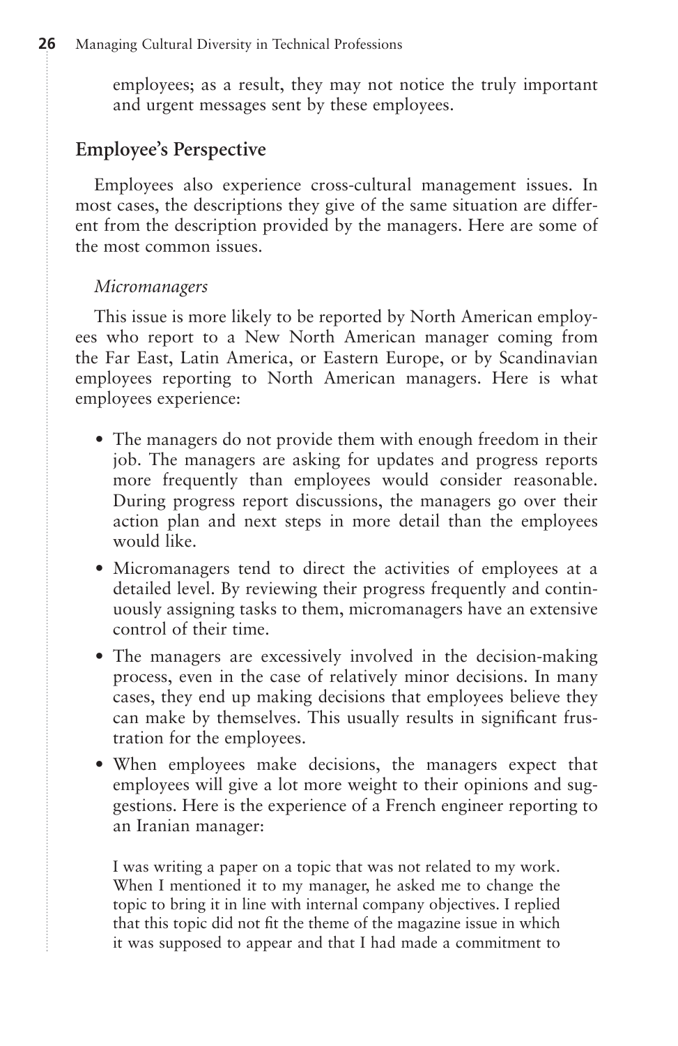employees; as a result, they may not notice the truly important and urgent messages sent by these employees.

## Employee's Perspective

Employees also experience cross-cultural management issues. In most cases, the descriptions they give of the same situation are different from the description provided by the managers. Here are some of the most common issues.

### *Micromanagers*

This issue is more likely to be reported by North American employees who report to a New North American manager coming from the Far East, Latin America, or Eastern Europe, or by Scandinavian employees reporting to North American managers. Here is what employees experience:

- The managers do not provide them with enough freedom in their job. The managers are asking for updates and progress reports more frequently than employees would consider reasonable. During progress report discussions, the managers go over their action plan and next steps in more detail than the employees would like.
- Micromanagers tend to direct the activities of employees at a detailed level. By reviewing their progress frequently and continuously assigning tasks to them, micromanagers have an extensive control of their time.
- The managers are excessively involved in the decision-making process, even in the case of relatively minor decisions. In many cases, they end up making decisions that employees believe they can make by themselves. This usually results in significant frustration for the employees.
- When employees make decisions, the managers expect that employees will give a lot more weight to their opinions and suggestions. Here is the experience of a French engineer reporting to an Iranian manager:

> I was writing a paper on a topic that was not related to my work. When I mentioned it to my manager, he asked me to change the topic to bring it in line with internal company objectives. I replied that this topic did not fit the theme of the magazine issue in which it was supposed to appear and that I had made a commitment to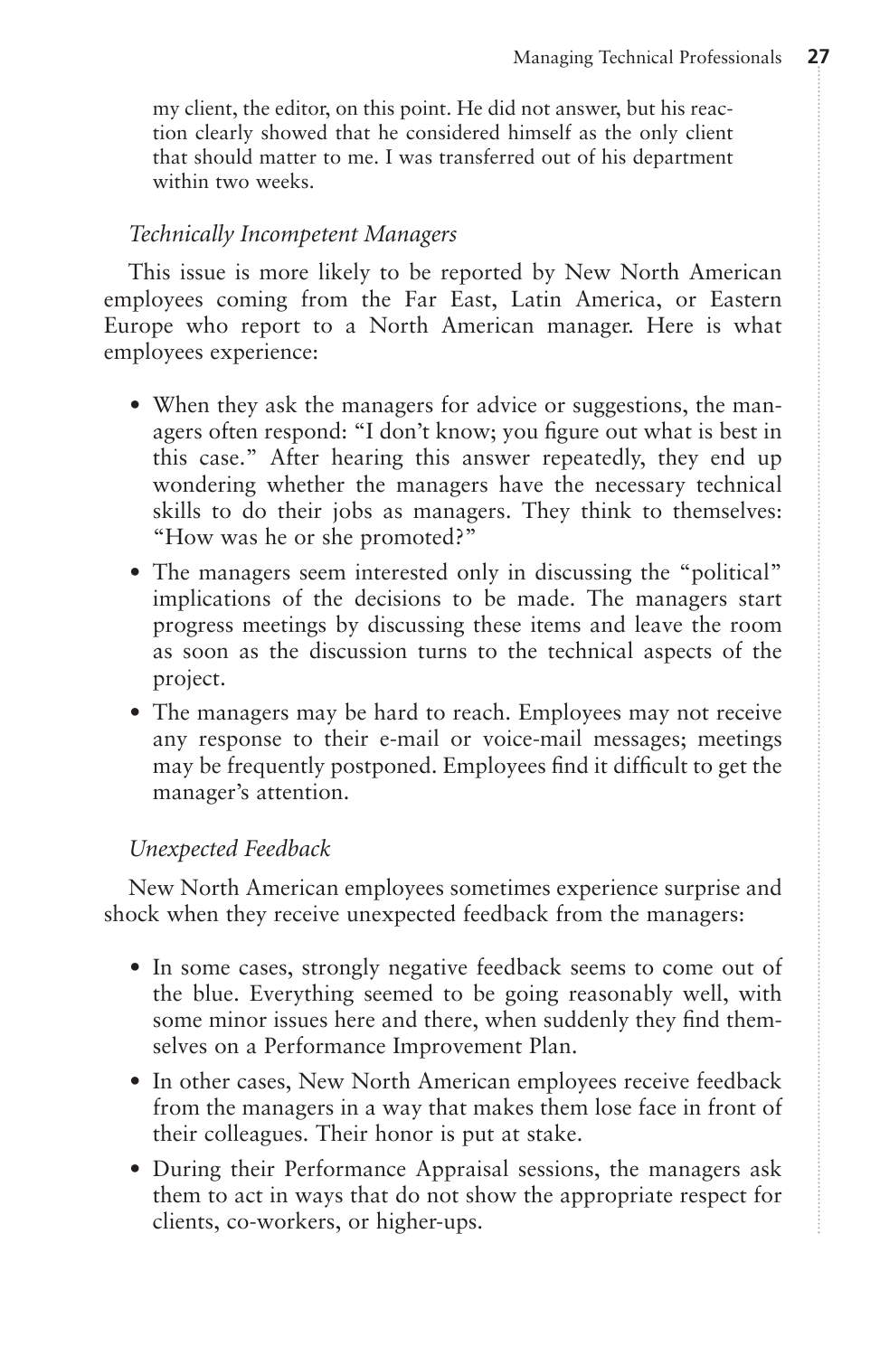my client, the editor, on this point. He did not answer, but his reaction clearly showed that he considered himself as the only client that should matter to me. I was transferred out of his department within two weeks.

### *Technically Incompetent Managers*

This issue is more likely to be reported by New North American employees coming from the Far East, Latin America, or Eastern Europe who report to a North American manager. Here is what employees experience:

- When they ask the managers for advice or suggestions, the managers often respond: "I don't know; you figure out what is best in this case." After hearing this answer repeatedly, they end up wondering whether the managers have the necessary technical skills to do their jobs as managers. They think to themselves: "How was he or she promoted?"
- The managers seem interested only in discussing the "political" implications of the decisions to be made. The managers start progress meetings by discussing these items and leave the room as soon as the discussion turns to the technical aspects of the project.
- The managers may be hard to reach. Employees may not receive any response to their e-mail or voice-mail messages; meetings may be frequently postponed. Employees find it difficult to get the manager's attention.

### *Unexpected Feedback*

New North American employees sometimes experience surprise and shock when they receive unexpected feedback from the managers:

- In some cases, strongly negative feedback seems to come out of the blue. Everything seemed to be going reasonably well, with some minor issues here and there, when suddenly they find themselves on a Performance Improvement Plan.
- In other cases, New North American employees receive feedback from the managers in a way that makes them lose face in front of their colleagues. Their honor is put at stake.
- During their Performance Appraisal sessions, the managers ask them to act in ways that do not show the appropriate respect for clients, co-workers, or higher-ups.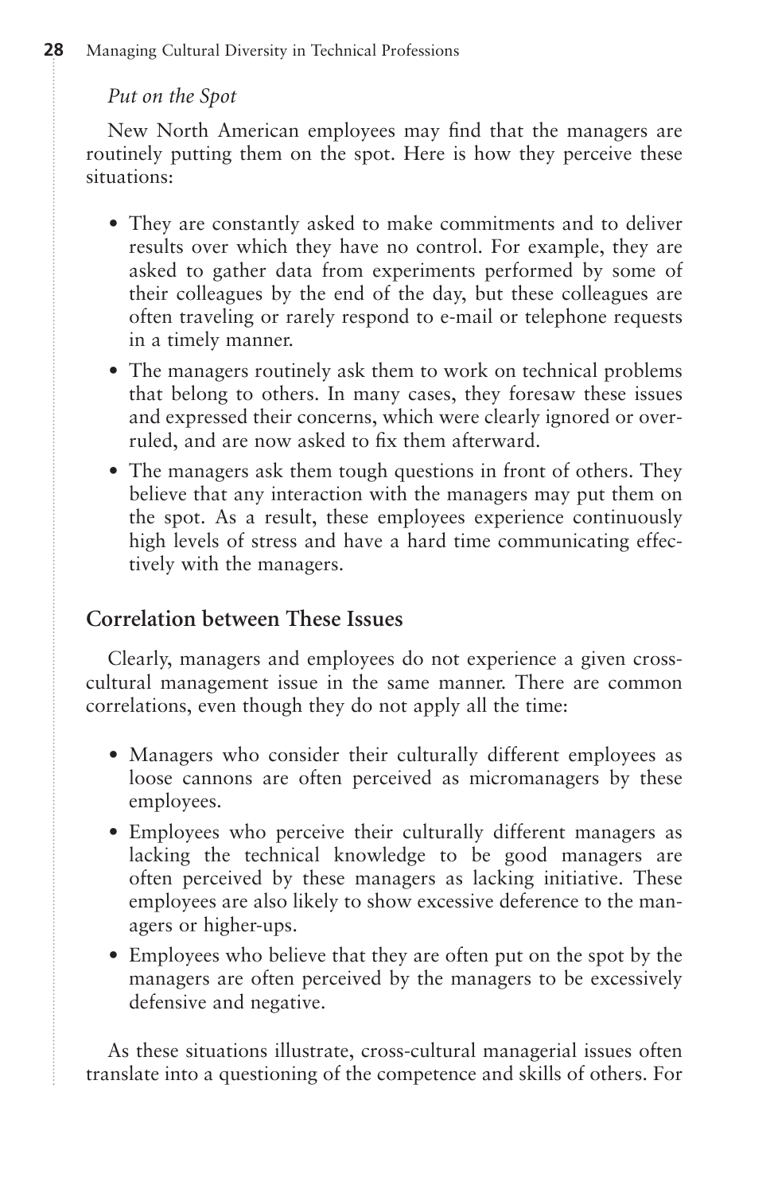*Put on the Spot*

New North American employees may find that the managers are routinely putting them on the spot. Here is how they perceive these situations:

- They are constantly asked to make commitments and to deliver results over which they have no control. For example, they are asked to gather data from experiments performed by some of their colleagues by the end of the day, but these colleagues are often traveling or rarely respond to e-mail or telephone requests in a timely manner.
- The managers routinely ask them to work on technical problems that belong to others. In many cases, they foresaw these issues and expressed their concerns, which were clearly ignored or overruled, and are now asked to fix them afterward.
- The managers ask them tough questions in front of others. They believe that any interaction with the managers may put them on the spot. As a result, these employees experience continuously high levels of stress and have a hard time communicating effectively with the managers.

## Correlation between These Issues

Clearly, managers and employees do not experience a given cross-cultural management issue in the same manner. There are common correlations, even though they do not apply all the time:

- Managers who consider their culturally different employees as loose cannons are often perceived as micromanagers by these employees.
- Employees who perceive their culturally different managers as lacking the technical knowledge to be good managers are often perceived by these managers as lacking initiative. These employees are also likely to show excessive deference to the managers or higher-ups.
- Employees who believe that they are often put on the spot by the managers are often perceived by the managers to be excessively defensive and negative.

As these situations illustrate, cross-cultural managerial issues often translate into a questioning of the competence and skills of others. For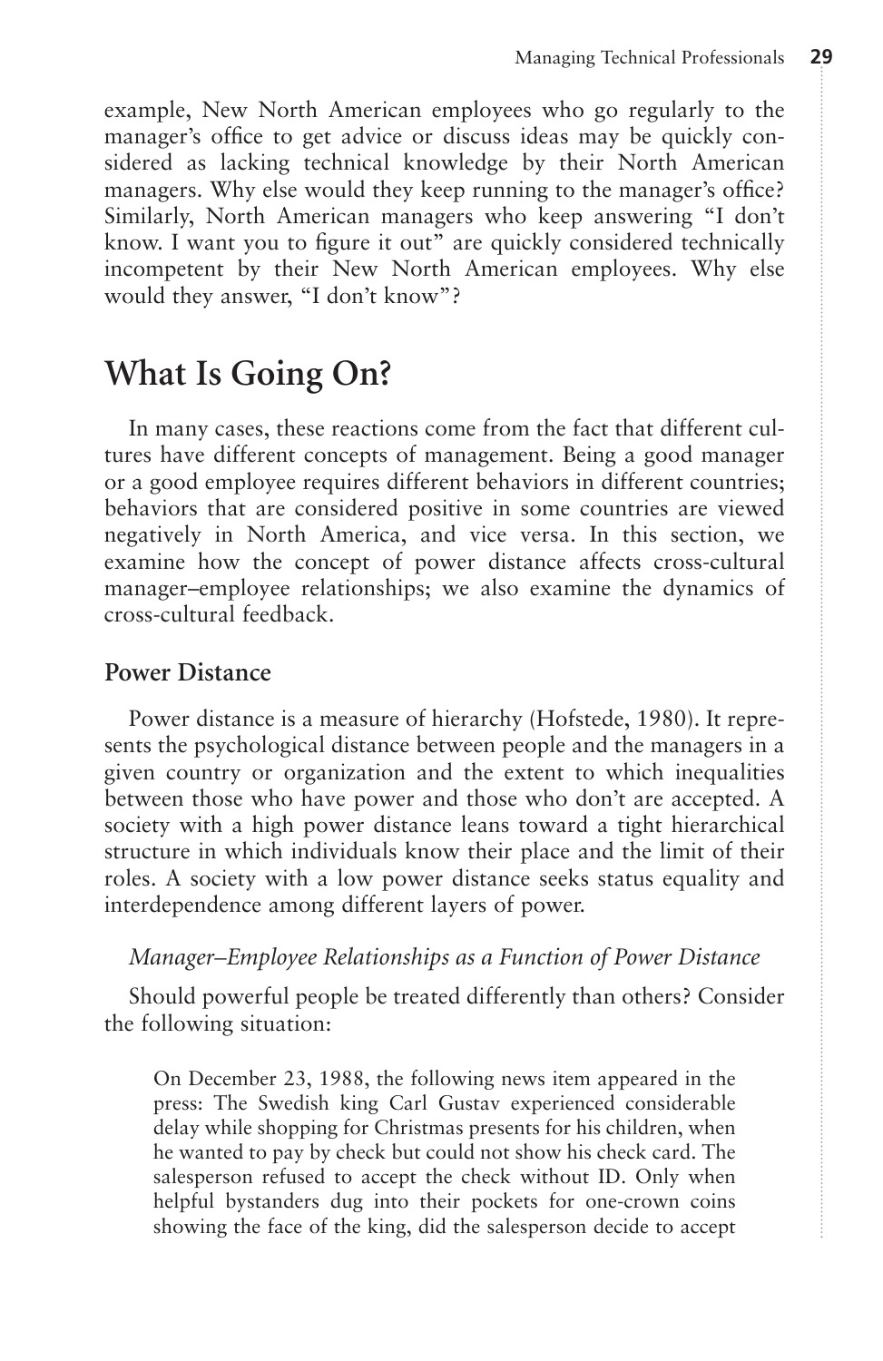example, New North American employees who go regularly to the manager's office to get advice or discuss ideas may be quickly considered as lacking technical knowledge by their North American managers. Why else would they keep running to the manager's office? Similarly, North American managers who keep answering "I don't know. I want you to figure it out" are quickly considered technically incompetent by their New North American employees. Why else would they answer, "I don't know"?

## What Is Going On?

In many cases, these reactions come from the fact that different cultures have different concepts of management. Being a good manager or a good employee requires different behaviors in different countries; behaviors that are considered positive in some countries are viewed negatively in North America, and vice versa. In this section, we examine how the concept of power distance affects cross-cultural manager–employee relationships; we also examine the dynamics of cross-cultural feedback.

### Power Distance

Power distance is a measure of hierarchy (Hofstede, 1980). It represents the psychological distance between people and the managers in a given country or organization and the extent to which inequalities between those who have power and those who don't are accepted. A society with a high power distance leans toward a tight hierarchical structure in which individuals know their place and the limit of their roles. A society with a low power distance seeks status equality and interdependence among different layers of power.

#### *Manager–Employee Relationships as a Function of Power Distance*

Should powerful people be treated differently than others? Consider the following situation:

> On December 23, 1988, the following news item appeared in the press: The Swedish king Carl Gustav experienced considerable delay while shopping for Christmas presents for his children, when he wanted to pay by check but could not show his check card. The salesperson refused to accept the check without ID. Only when helpful bystanders dug into their pockets for one-crown coins showing the face of the king, did the salesperson decide to accept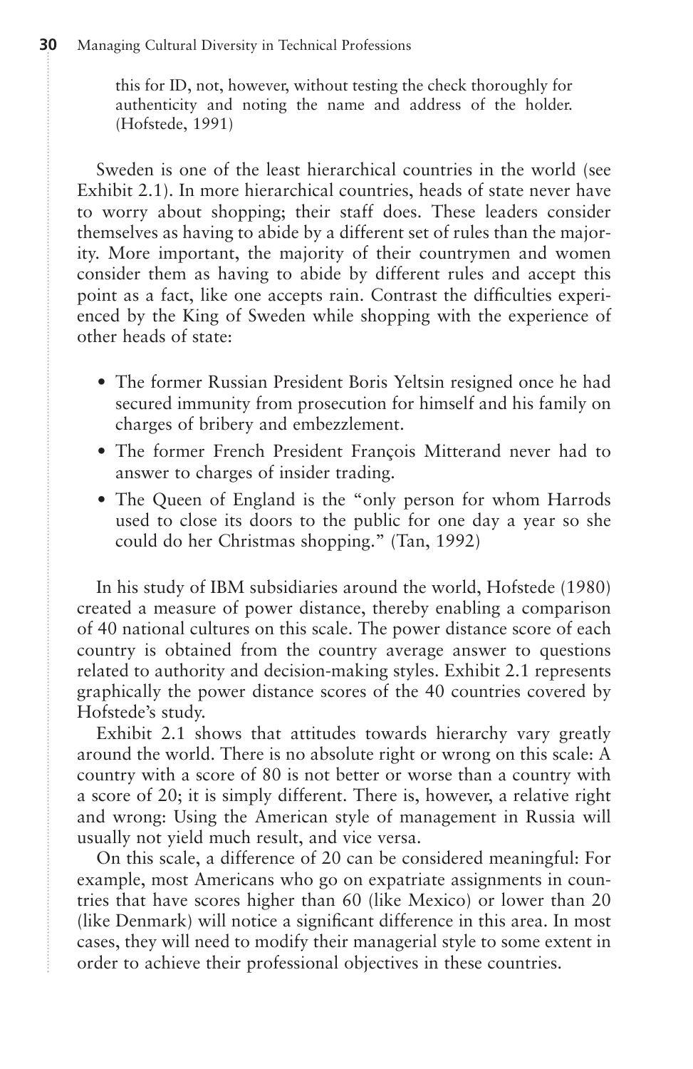> this for ID, not, however, without testing the check thoroughly for authenticity and noting the name and address of the holder. (Hofstede, 1991)

Sweden is one of the least hierarchical countries in the world (see Exhibit 2.1). In more hierarchical countries, heads of state never have to worry about shopping; their staff does. These leaders consider themselves as having to abide by a different set of rules than the majority. More important, the majority of their countrymen and women consider them as having to abide by different rules and accept this point as a fact, like one accepts rain. Contrast the difficulties experienced by the King of Sweden while shopping with the experience of other heads of state:

- The former Russian President Boris Yeltsin resigned once he had secured immunity from prosecution for himself and his family on charges of bribery and embezzlement.
- The former French President François Mitterand never had to answer to charges of insider trading.
- The Queen of England is the "only person for whom Harrods used to close its doors to the public for one day a year so she could do her Christmas shopping." (Tan, 1992)

In his study of IBM subsidiaries around the world, Hofstede (1980) created a measure of power distance, thereby enabling a comparison of 40 national cultures on this scale. The power distance score of each country is obtained from the country average answer to questions related to authority and decision-making styles. Exhibit 2.1 represents graphically the power distance scores of the 40 countries covered by Hofstede's study.

Exhibit 2.1 shows that attitudes towards hierarchy vary greatly around the world. There is no absolute right or wrong on this scale: A country with a score of 80 is not better or worse than a country with a score of 20; it is simply different. There is, however, a relative right and wrong: Using the American style of management in Russia will usually not yield much result, and vice versa.

On this scale, a difference of 20 can be considered meaningful: For example, most Americans who go on expatriate assignments in countries that have scores higher than 60 (like Mexico) or lower than 20 (like Denmark) will notice a significant difference in this area. In most cases, they will need to modify their managerial style to some extent in order to achieve their professional objectives in these countries.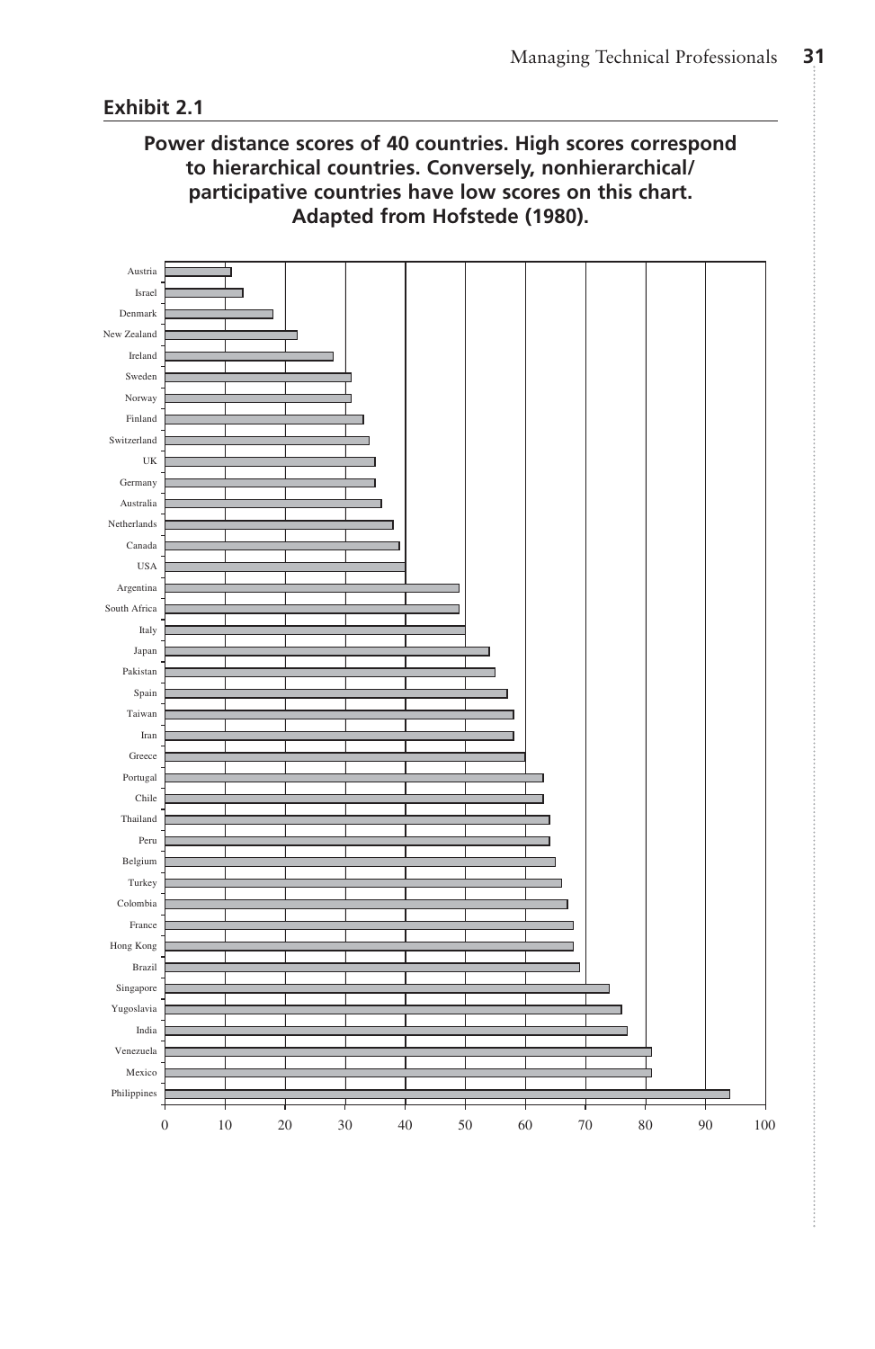**Exhibit 2.1**

**Power distance scores of 40 countries. High scores correspond to hierarchical countries. Conversely, nonhierarchical/participative countries have low scores on this chart. Adapted from Hofstede (1980).**

Austria
Israel
Denmark
New Zealand
Ireland
Sweden
Norway
Finland
Switzerland
UK
Germany
Australia
Netherlands
Canada
USA
Argentina
South Africa
Italy
Japan
Pakistan
Spain
Taiwan
Iran
Greece
Portugal
Chile
Thailand
Peru
Belgium
Turkey
Colombia
France
Hong Kong
Brazil
Singapore
Yugoslavia
India
Venezuela
Mexico
Philippines

0 10 20 30 40 50 60 70 80 90 100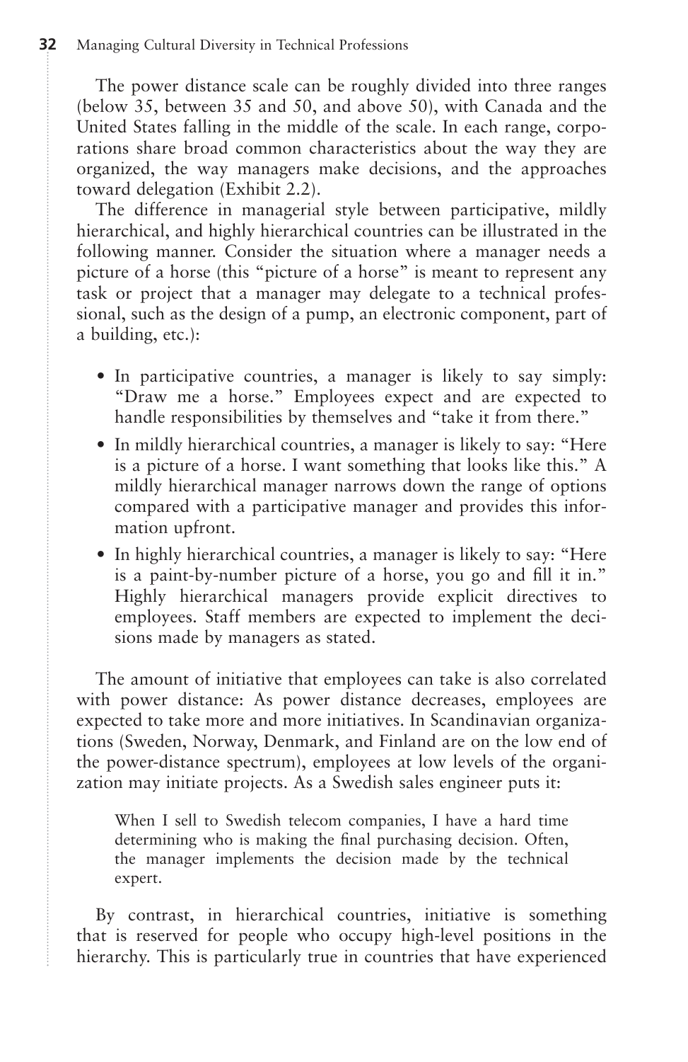The power distance scale can be roughly divided into three ranges (below 35, between 35 and 50, and above 50), with Canada and the United States falling in the middle of the scale. In each range, corporations share broad common characteristics about the way they are organized, the way managers make decisions, and the approaches toward delegation (Exhibit 2.2).

The difference in managerial style between participative, mildly hierarchical, and highly hierarchical countries can be illustrated in the following manner. Consider the situation where a manager needs a picture of a horse (this "picture of a horse" is meant to represent any task or project that a manager may delegate to a technical professional, such as the design of a pump, an electronic component, part of a building, etc.):

- In participative countries, a manager is likely to say simply: "Draw me a horse." Employees expect and are expected to handle responsibilities by themselves and "take it from there."
- In mildly hierarchical countries, a manager is likely to say: "Here is a picture of a horse. I want something that looks like this." A mildly hierarchical manager narrows down the range of options compared with a participative manager and provides this information upfront.
- In highly hierarchical countries, a manager is likely to say: "Here is a paint-by-number picture of a horse, you go and fill it in." Highly hierarchical managers provide explicit directives to employees. Staff members are expected to implement the decisions made by managers as stated.

The amount of initiative that employees can take is also correlated with power distance: As power distance decreases, employees are expected to take more and more initiatives. In Scandinavian organizations (Sweden, Norway, Denmark, and Finland are on the low end of the power-distance spectrum), employees at low levels of the organization may initiate projects. As a Swedish sales engineer puts it:

> When I sell to Swedish telecom companies, I have a hard time determining who is making the final purchasing decision. Often, the manager implements the decision made by the technical expert.

By contrast, in hierarchical countries, initiative is something that is reserved for people who occupy high-level positions in the hierarchy. This is particularly true in countries that have experienced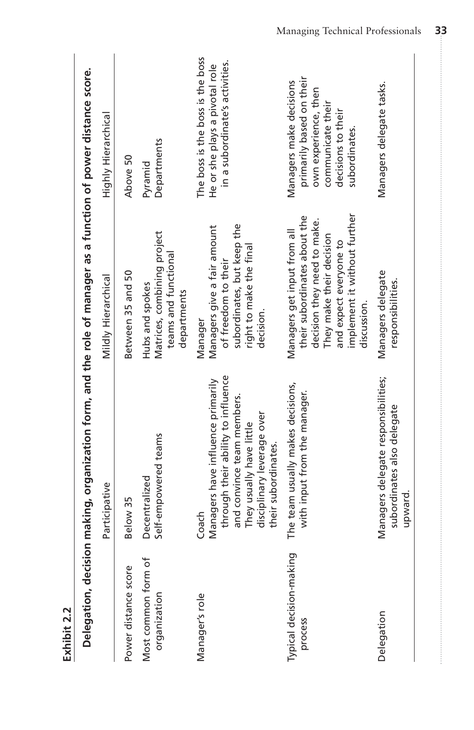**Exhibit 2.2**

**Delegation, decision making, organization form, and the role of manager as a function of power distance score.**

| | Participative | Mildly Hierarchical | Highly Hierarchical |
|---|---|---|---|
| Power distance score | Below 35 | Between 35 and 50 | Above 50 |
| Most common form of organization | Decentralized<br>Self-empowered teams | Hubs and spokes<br>Matrices, combining project teams and functional departments | Pyramid<br>Departments |
| Manager's role | Coach<br>Managers have influence primarily through their ability to influence and convince team members. They usually have little disciplinary leverage over their subordinates. | Manager<br>Managers give a fair amount of freedom to their subordinates, but keep the right to make the final decision. | The boss is the boss is the boss<br>He or she plays a pivotal role in a subordinate's activities. |
| Typical decision-making process | The team usually makes decisions, with input from the manager. | Managers get input from all their subordinates about the decision they need to make. They make their decision and expect everyone to implement it without further discussion. | Managers make decisions primarily based on their own experience, then communicate their decisions to their subordinates. |
| Delegation | Managers delegate responsibilities; subordinates also delegate upward. | Managers delegate responsibilities. | Managers delegate tasks. |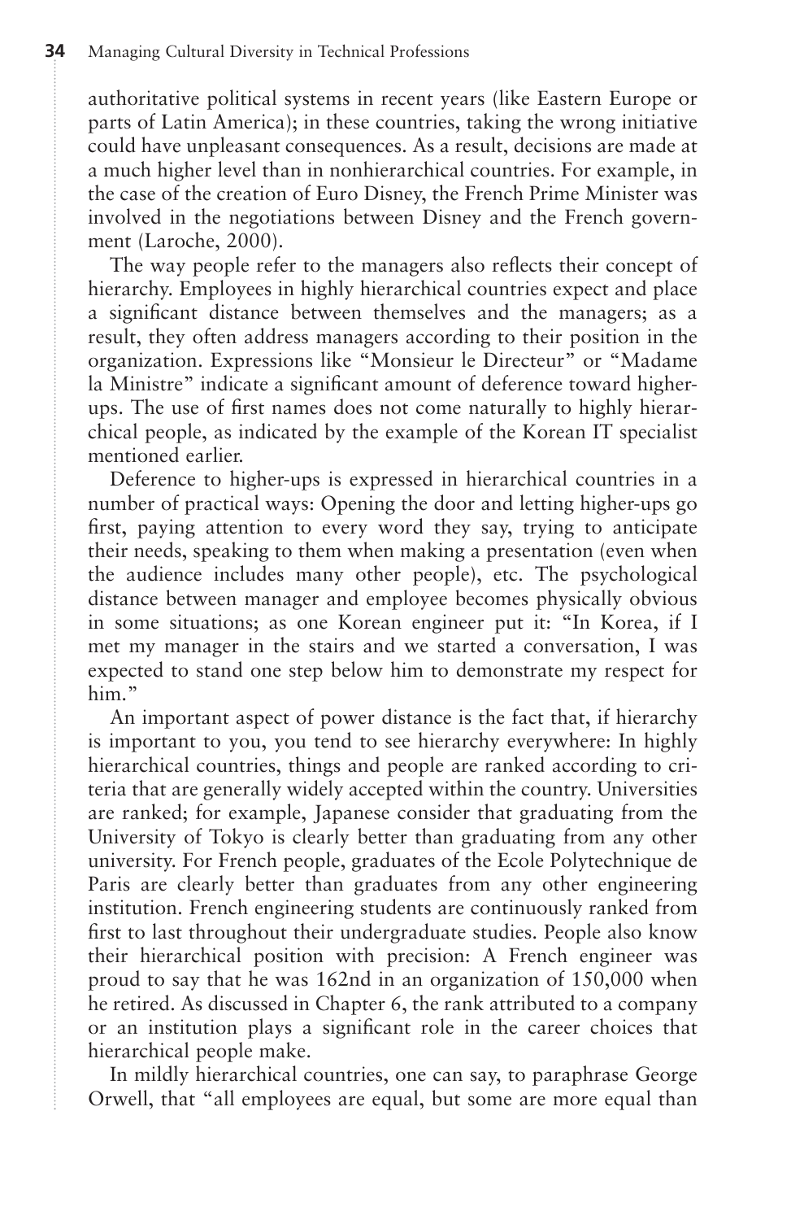authoritative political systems in recent years (like Eastern Europe or parts of Latin America); in these countries, taking the wrong initiative could have unpleasant consequences. As a result, decisions are made at a much higher level than in nonhierarchical countries. For example, in the case of the creation of Euro Disney, the French Prime Minister was involved in the negotiations between Disney and the French government (Laroche, 2000).

The way people refer to the managers also reflects their concept of hierarchy. Employees in highly hierarchical countries expect and place a significant distance between themselves and the managers; as a result, they often address managers according to their position in the organization. Expressions like "Monsieur le Directeur" or "Madame la Ministre" indicate a significant amount of deference toward higher-ups. The use of first names does not come naturally to highly hierarchical people, as indicated by the example of the Korean IT specialist mentioned earlier.

Deference to higher-ups is expressed in hierarchical countries in a number of practical ways: Opening the door and letting higher-ups go first, paying attention to every word they say, trying to anticipate their needs, speaking to them when making a presentation (even when the audience includes many other people), etc. The psychological distance between manager and employee becomes physically obvious in some situations; as one Korean engineer put it: "In Korea, if I met my manager in the stairs and we started a conversation, I was expected to stand one step below him to demonstrate my respect for him."

An important aspect of power distance is the fact that, if hierarchy is important to you, you tend to see hierarchy everywhere: In highly hierarchical countries, things and people are ranked according to criteria that are generally widely accepted within the country. Universities are ranked; for example, Japanese consider that graduating from the University of Tokyo is clearly better than graduating from any other university. For French people, graduates of the Ecole Polytechnique de Paris are clearly better than graduates from any other engineering institution. French engineering students are continuously ranked from first to last throughout their undergraduate studies. People also know their hierarchical position with precision: A French engineer was proud to say that he was 162nd in an organization of 150,000 when he retired. As discussed in Chapter 6, the rank attributed to a company or an institution plays a significant role in the career choices that hierarchical people make.

In mildly hierarchical countries, one can say, to paraphrase George Orwell, that "all employees are equal, but some are more equal than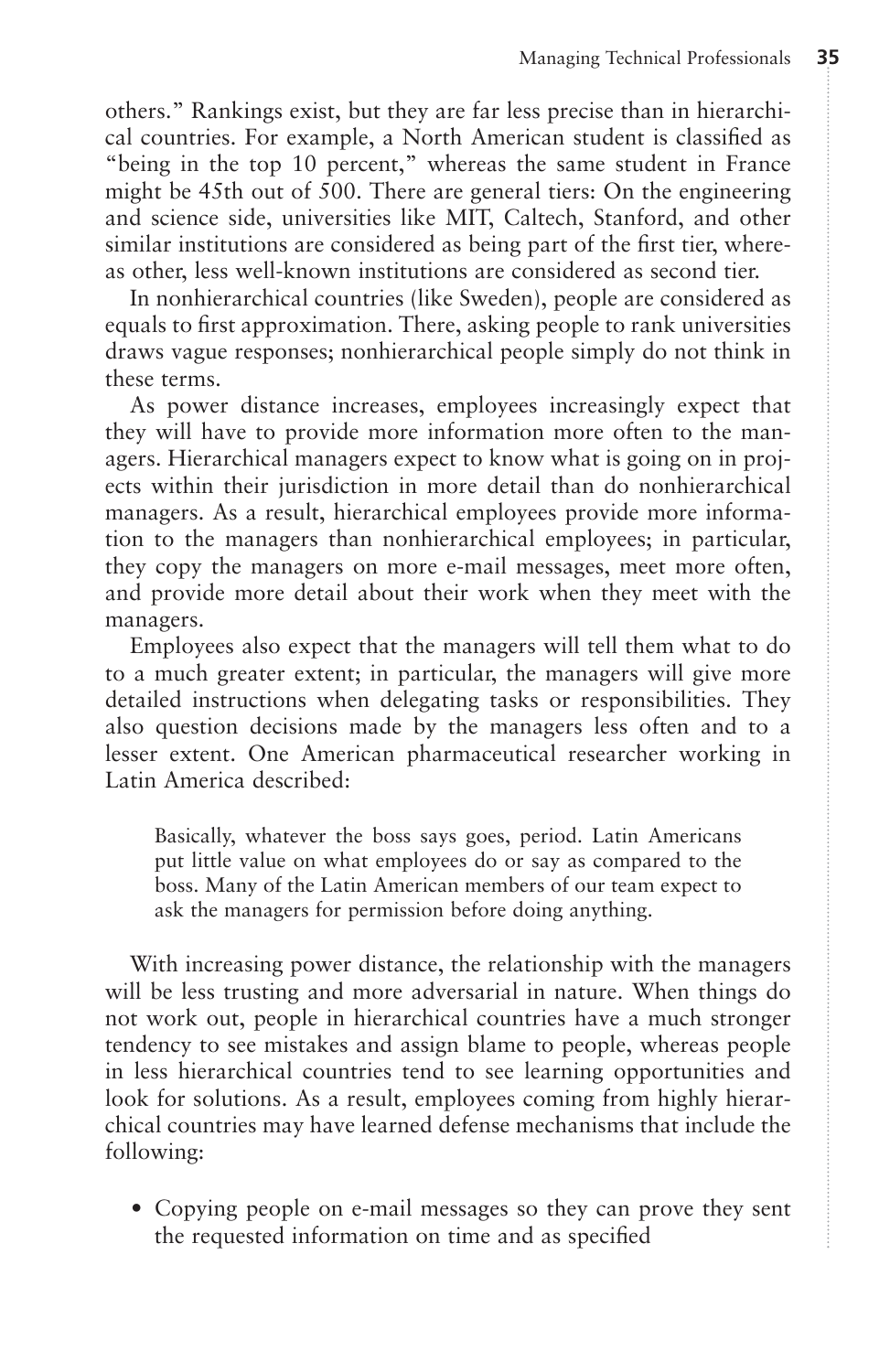others." Rankings exist, but they are far less precise than in hierarchical countries. For example, a North American student is classified as "being in the top 10 percent," whereas the same student in France might be 45th out of 500. There are general tiers: On the engineering and science side, universities like MIT, Caltech, Stanford, and other similar institutions are considered as being part of the first tier, whereas other, less well-known institutions are considered as second tier.

In nonhierarchical countries (like Sweden), people are considered as equals to first approximation. There, asking people to rank universities draws vague responses; nonhierarchical people simply do not think in these terms.

As power distance increases, employees increasingly expect that they will have to provide more information more often to the managers. Hierarchical managers expect to know what is going on in projects within their jurisdiction in more detail than do nonhierarchical managers. As a result, hierarchical employees provide more information to the managers than nonhierarchical employees; in particular, they copy the managers on more e-mail messages, meet more often, and provide more detail about their work when they meet with the managers.

Employees also expect that the managers will tell them what to do to a much greater extent; in particular, the managers will give more detailed instructions when delegating tasks or responsibilities. They also question decisions made by the managers less often and to a lesser extent. One American pharmaceutical researcher working in Latin America described:

> Basically, whatever the boss says goes, period. Latin Americans put little value on what employees do or say as compared to the boss. Many of the Latin American members of our team expect to ask the managers for permission before doing anything.

With increasing power distance, the relationship with the managers will be less trusting and more adversarial in nature. When things do not work out, people in hierarchical countries have a much stronger tendency to see mistakes and assign blame to people, whereas people in less hierarchical countries tend to see learning opportunities and look for solutions. As a result, employees coming from highly hierarchical countries may have learned defense mechanisms that include the following:

- Copying people on e-mail messages so they can prove they sent the requested information on time and as specified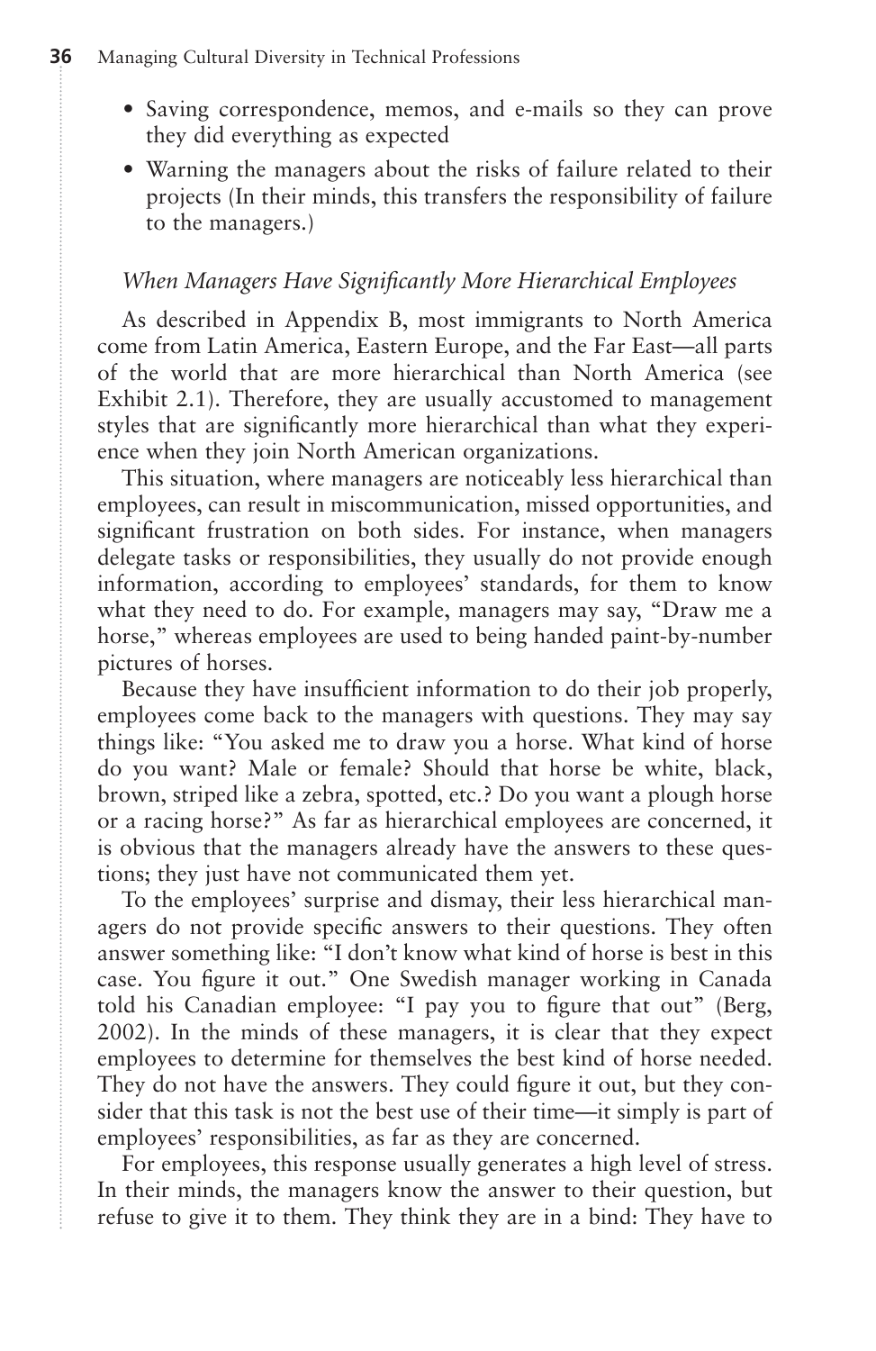- Saving correspondence, memos, and e-mails so they can prove they did everything as expected
- Warning the managers about the risks of failure related to their projects (In their minds, this transfers the responsibility of failure to the managers.)

### *When Managers Have Significantly More Hierarchical Employees*

As described in Appendix B, most immigrants to North America come from Latin America, Eastern Europe, and the Far East—all parts of the world that are more hierarchical than North America (see Exhibit 2.1). Therefore, they are usually accustomed to management styles that are significantly more hierarchical than what they experience when they join North American organizations.

This situation, where managers are noticeably less hierarchical than employees, can result in miscommunication, missed opportunities, and significant frustration on both sides. For instance, when managers delegate tasks or responsibilities, they usually do not provide enough information, according to employees' standards, for them to know what they need to do. For example, managers may say, "Draw me a horse," whereas employees are used to being handed paint-by-number pictures of horses.

Because they have insufficient information to do their job properly, employees come back to the managers with questions. They may say things like: "You asked me to draw you a horse. What kind of horse do you want? Male or female? Should that horse be white, black, brown, striped like a zebra, spotted, etc.? Do you want a plough horse or a racing horse?" As far as hierarchical employees are concerned, it is obvious that the managers already have the answers to these questions; they just have not communicated them yet.

To the employees' surprise and dismay, their less hierarchical managers do not provide specific answers to their questions. They often answer something like: "I don't know what kind of horse is best in this case. You figure it out." One Swedish manager working in Canada told his Canadian employee: "I pay you to figure that out" (Berg, 2002). In the minds of these managers, it is clear that they expect employees to determine for themselves the best kind of horse needed. They do not have the answers. They could figure it out, but they consider that this task is not the best use of their time—it simply is part of employees' responsibilities, as far as they are concerned.

For employees, this response usually generates a high level of stress. In their minds, the managers know the answer to their question, but refuse to give it to them. They think they are in a bind: They have to